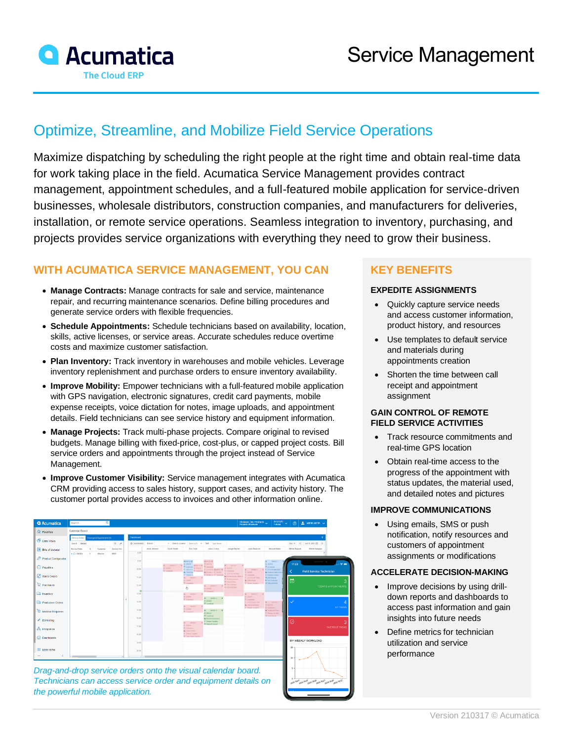# Acumatica

The Cloud ERP

# Service Management

## Optimize, Streamline, and Mobilize Field Service Operations

Maximize dispatching by scheduling the right people at the right time and obtain real-time data for work taking place in the field. Acumatica Service Management provides contract management, appointment schedules, and a full-featured mobile application for service-driven businesses, wholesale distributors, construction companies, and manufacturers for deliveries, installation, or remote service operations. Seamless integration to inventory, purchasing, and projects provides service organizations with everything they need to grow their business.

### WITH ACUMATICA SERVICE MANAGEMENT, YOU CAN

- **Manage Contracts:** Manage contracts for sale and service, maintenance repair, and recurring maintenance scenarios. Define billing procedures and generate service orders with flexible frequencies.
- **Schedule Appointments:** Schedule technicians based on availability, location, skills, active licenses, or service areas. Accurate schedules reduce overtime costs and maximize customer satisfaction.
- **Plan Inventory:** Track inventory in warehouses and mobile vehicles. Leverage inventory replenishment and purchase orders to ensure inventory availability.
- **Improve Mobility:** Empower technicians with a full-featured mobile application with GPS navigation, electronic signatures, credit card payments, mobile expense receipts, voice dictation for notes, image uploads, and appointment details. Field technicians can see service history and equipment information.
- **Manage Projects:** Track multi-phase projects. Compare original to revised budgets. Manage billing with fixed-price, cost-plus, or capped project costs. Bill service orders and appointments through the project instead of Service Management.
- **Improve Customer Visibility:** Service management integrates with Acumatica CRM providing access to sales history, support cases, and activity history. The customer portal provides access to invoices and other information online.

*Drag-and-drop service orders onto the visual calendar board. Technicians can access service order and equipment details on the powerful mobile application.*

### KEY BENEFITS

#### EXPEDITE ASSIGNMENTS

- Quickly capture service needs and access customer information, product history, and resources
- Use templates to default service and materials during appointments creation
- Shorten the time between call receipt and appointment assignment

#### GAIN CONTROL OF REMOTE FIELD SERVICE ACTIVITIES

- Track resource commitments and real-time GPS location
- Obtain real-time access to the progress of the appointment with status updates, the material used, and detailed notes and pictures

#### IMPROVE COMMUNICATIONS

- Using emails, SMS or push notification, notify resources and customers of appointment assignments or modifications

#### ACCELERATE DECISION-MAKING

- Improve decisions by using drill-down reports and dashboards to access past information and gain insights into future needs
- Define metrics for technician utilization and service performance

Version 210317 © Acumatica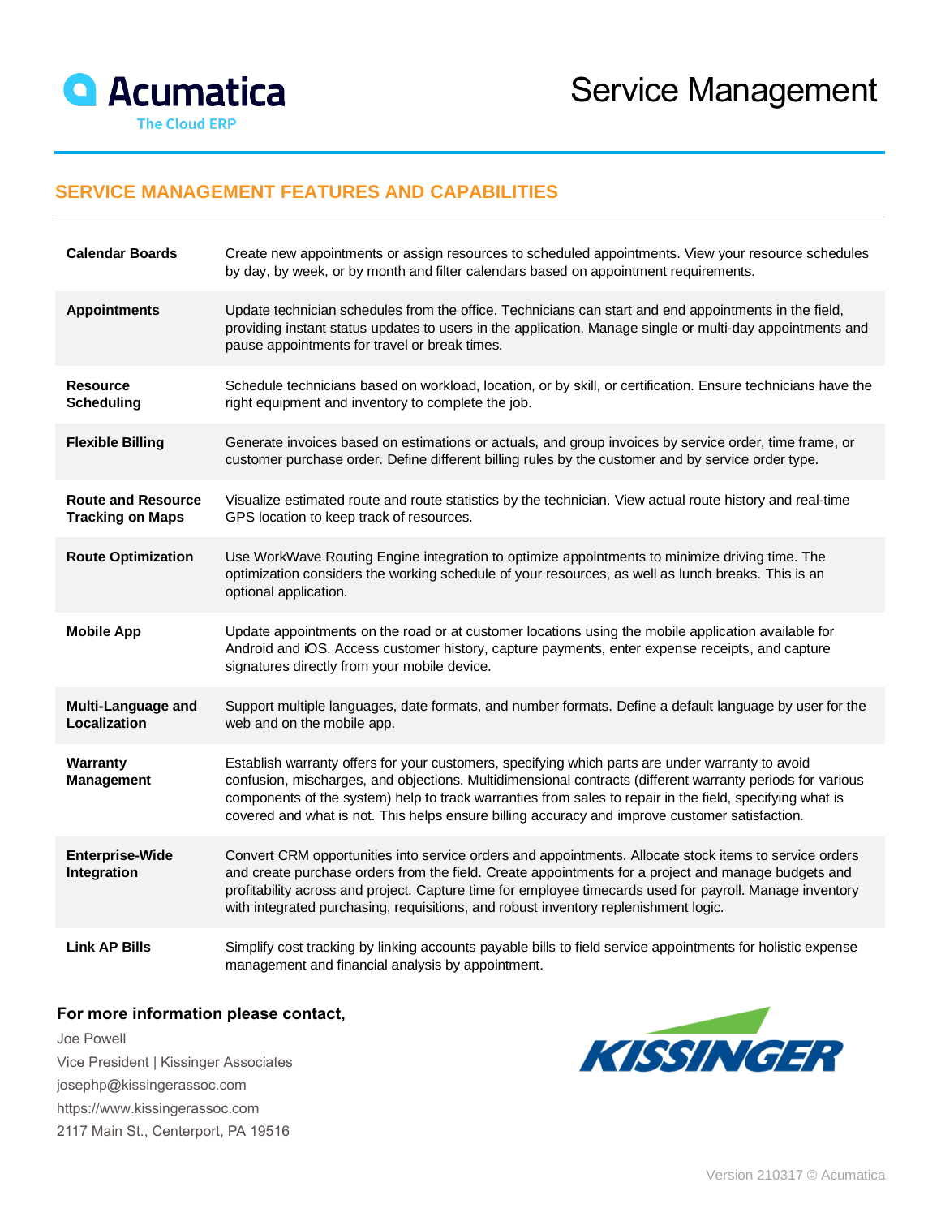# Service Management

## SERVICE MANAGEMENT FEATURES AND CAPABILITIES

| | |
|---|---|
| **Calendar Boards** | Create new appointments or assign resources to scheduled appointments. View your resource schedules by day, by week, or by month and filter calendars based on appointment requirements. |
| **Appointments** | Update technician schedules from the office. Technicians can start and end appointments in the field, providing instant status updates to users in the application. Manage single or multi-day appointments and pause appointments for travel or break times. |
| **Resource Scheduling** | Schedule technicians based on workload, location, or by skill, or certification. Ensure technicians have the right equipment and inventory to complete the job. |
| **Flexible Billing** | Generate invoices based on estimations or actuals, and group invoices by service order, time frame, or customer purchase order. Define different billing rules by the customer and by service order type. |
| **Route and Resource Tracking on Maps** | Visualize estimated route and route statistics by the technician. View actual route history and real-time GPS location to keep track of resources. |
| **Route Optimization** | Use WorkWave Routing Engine integration to optimize appointments to minimize driving time. The optimization considers the working schedule of your resources, as well as lunch breaks. This is an optional application. |
| **Mobile App** | Update appointments on the road or at customer locations using the mobile application available for Android and iOS. Access customer history, capture payments, enter expense receipts, and capture signatures directly from your mobile device. |
| **Multi-Language and Localization** | Support multiple languages, date formats, and number formats. Define a default language by user for the web and on the mobile app. |
| **Warranty Management** | Establish warranty offers for your customers, specifying which parts are under warranty to avoid confusion, mischarges, and objections. Multidimensional contracts (different warranty periods for various components of the system) help to track warranties from sales to repair in the field, specifying what is covered and what is not. This helps ensure billing accuracy and improve customer satisfaction. |
| **Enterprise-Wide Integration** | Convert CRM opportunities into service orders and appointments. Allocate stock items to service orders and create purchase orders from the field. Create appointments for a project and manage budgets and profitability across and project. Capture time for employee timecards used for payroll. Manage inventory with integrated purchasing, requisitions, and robust inventory replenishment logic. |
| **Link AP Bills** | Simplify cost tracking by linking accounts payable bills to field service appointments for holistic expense management and financial analysis by appointment. |

**For more information please contact,**

Joe Powell
Vice President | Kissinger Associates
josephp@kissingerassoc.com
https://www.kissingerassoc.com
2117 Main St., Centerport, PA 19516

KISSINGER

Version 210317 © Acumatica